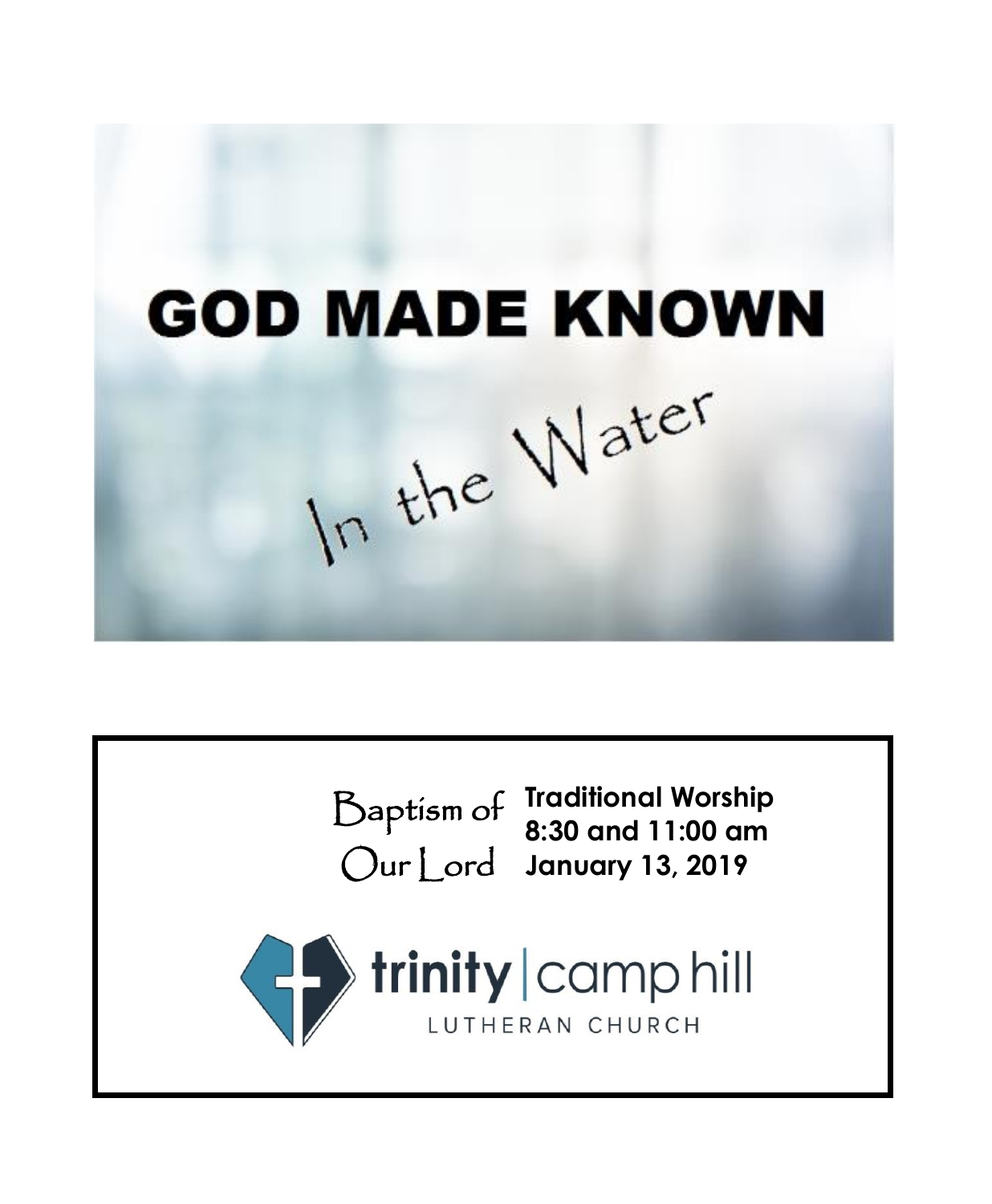# GOD MADE KNOWN

## In the Water

Baptism of Our Lord

**Traditional Worship**
**8:30 and 11:00 am**
**January 13, 2019**

trinity | camp hill
LUTHERAN CHURCH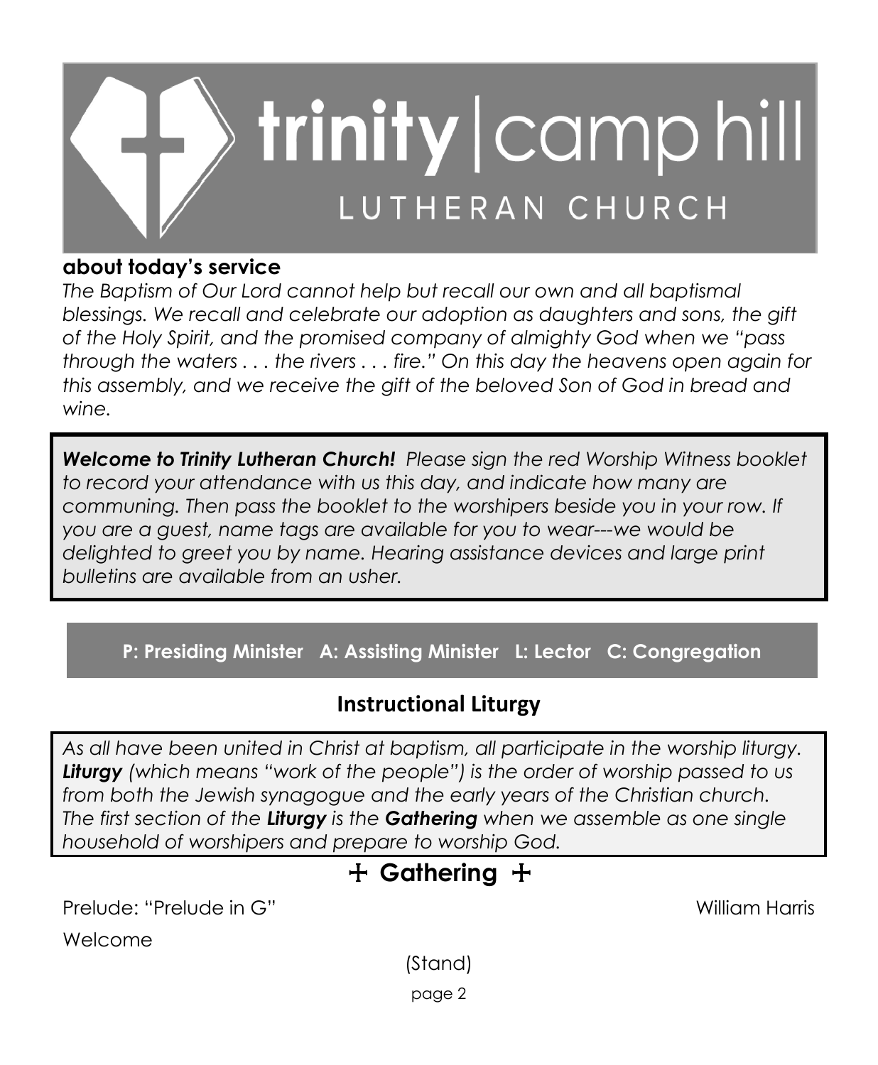# trinity | camp hill LUTHERAN CHURCH

**about today's service**

*The Baptism of Our Lord cannot help but recall our own and all baptismal blessings. We recall and celebrate our adoption as daughters and sons, the gift of the Holy Spirit, and the promised company of almighty God when we "pass through the waters . . . the rivers . . . fire." On this day the heavens open again for this assembly, and we receive the gift of the beloved Son of God in bread and wine.*

***Welcome to Trinity Lutheran Church!*** *Please sign the red Worship Witness booklet to record your attendance with us this day, and indicate how many are communing. Then pass the booklet to the worshipers beside you in your row. If you are a guest, name tags are available for you to wear---we would be delighted to greet you by name. Hearing assistance devices and large print bulletins are available from an usher.*

**P: Presiding Minister A: Assisting Minister L: Lector C: Congregation**

## Instructional Liturgy

*As all have been united in Christ at baptism, all participate in the worship liturgy. **Liturgy** (which means "work of the people") is the order of worship passed to us from both the Jewish synagogue and the early years of the Christian church. The first section of the **Liturgy** is the **Gathering** when we assemble as one single household of worshipers and prepare to worship God.*

## ☩ Gathering ☩

Prelude: "Prelude in G" William Harris

Welcome

(Stand)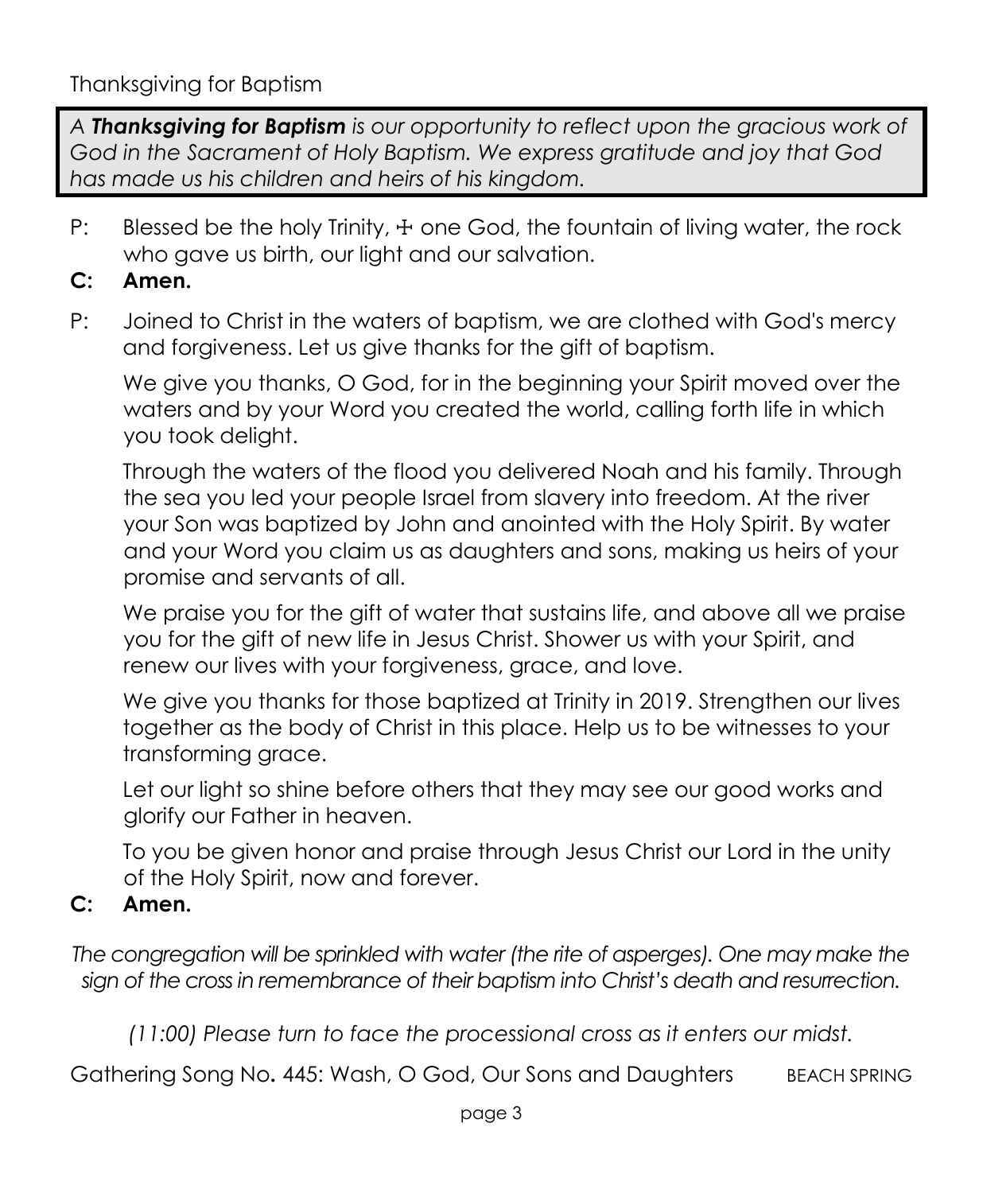## Thanksgiving for Baptism

> *A **Thanksgiving for Baptism** is our opportunity to reflect upon the gracious work of God in the Sacrament of Holy Baptism. We express gratitude and joy that God has made us his children and heirs of his kingdom.*

P: Blessed be the holy Trinity, ☩ one God, the fountain of living water, the rock who gave us birth, our light and our salvation.

**C: Amen.**

P: Joined to Christ in the waters of baptism, we are clothed with God's mercy and forgiveness. Let us give thanks for the gift of baptism.

We give you thanks, O God, for in the beginning your Spirit moved over the waters and by your Word you created the world, calling forth life in which you took delight.

Through the waters of the flood you delivered Noah and his family. Through the sea you led your people Israel from slavery into freedom. At the river your Son was baptized by John and anointed with the Holy Spirit. By water and your Word you claim us as daughters and sons, making us heirs of your promise and servants of all.

We praise you for the gift of water that sustains life, and above all we praise you for the gift of new life in Jesus Christ. Shower us with your Spirit, and renew our lives with your forgiveness, grace, and love.

We give you thanks for those baptized at Trinity in 2019. Strengthen our lives together as the body of Christ in this place. Help us to be witnesses to your transforming grace.

Let our light so shine before others that they may see our good works and glorify our Father in heaven.

To you be given honor and praise through Jesus Christ our Lord in the unity of the Holy Spirit, now and forever.

**C: Amen.**

*The congregation will be sprinkled with water (the rite of asperges). One may make the sign of the cross in remembrance of their baptism into Christ's death and resurrection.*

*(11:00) Please turn to face the processional cross as it enters our midst.*

Gathering Song No. 445: Wash, O God, Our Sons and Daughters — BEACH SPRING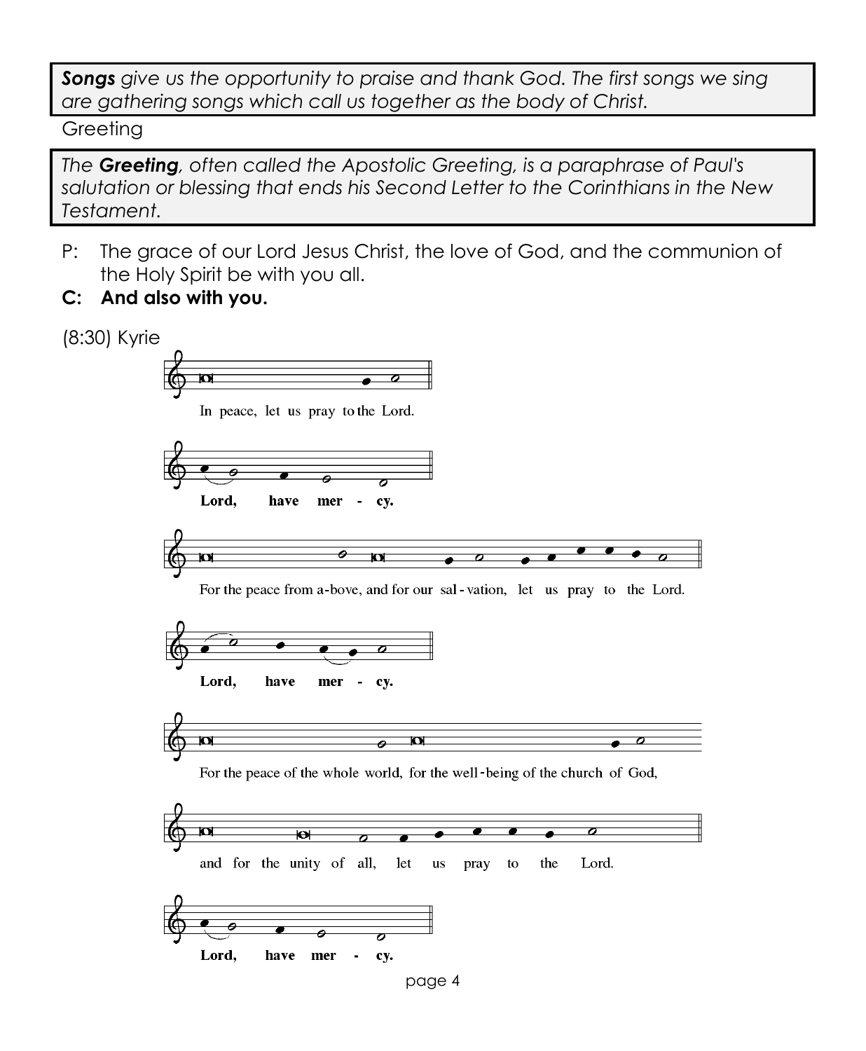***Songs** give us the opportunity to praise and thank God. The first songs we sing are gathering songs which call us together as the body of Christ.*

Greeting

*The **Greeting**, often called the Apostolic Greeting, is a paraphrase of Paul's salutation or blessing that ends his Second Letter to the Corinthians in the New Testament.*

P: The grace of our Lord Jesus Christ, the love of God, and the communion of the Holy Spirit be with you all.

**C: And also with you.**

(8:30) Kyrie

In peace, let us pray to the Lord.

**Lord, have mer - cy.**

For the peace from a-bove, and for our sal-vation, let us pray to the Lord.

**Lord, have mer - cy.**

For the peace of the whole world, for the well-being of the church of God,

and for the unity of all, let us pray to the Lord.

**Lord, have mer - cy.**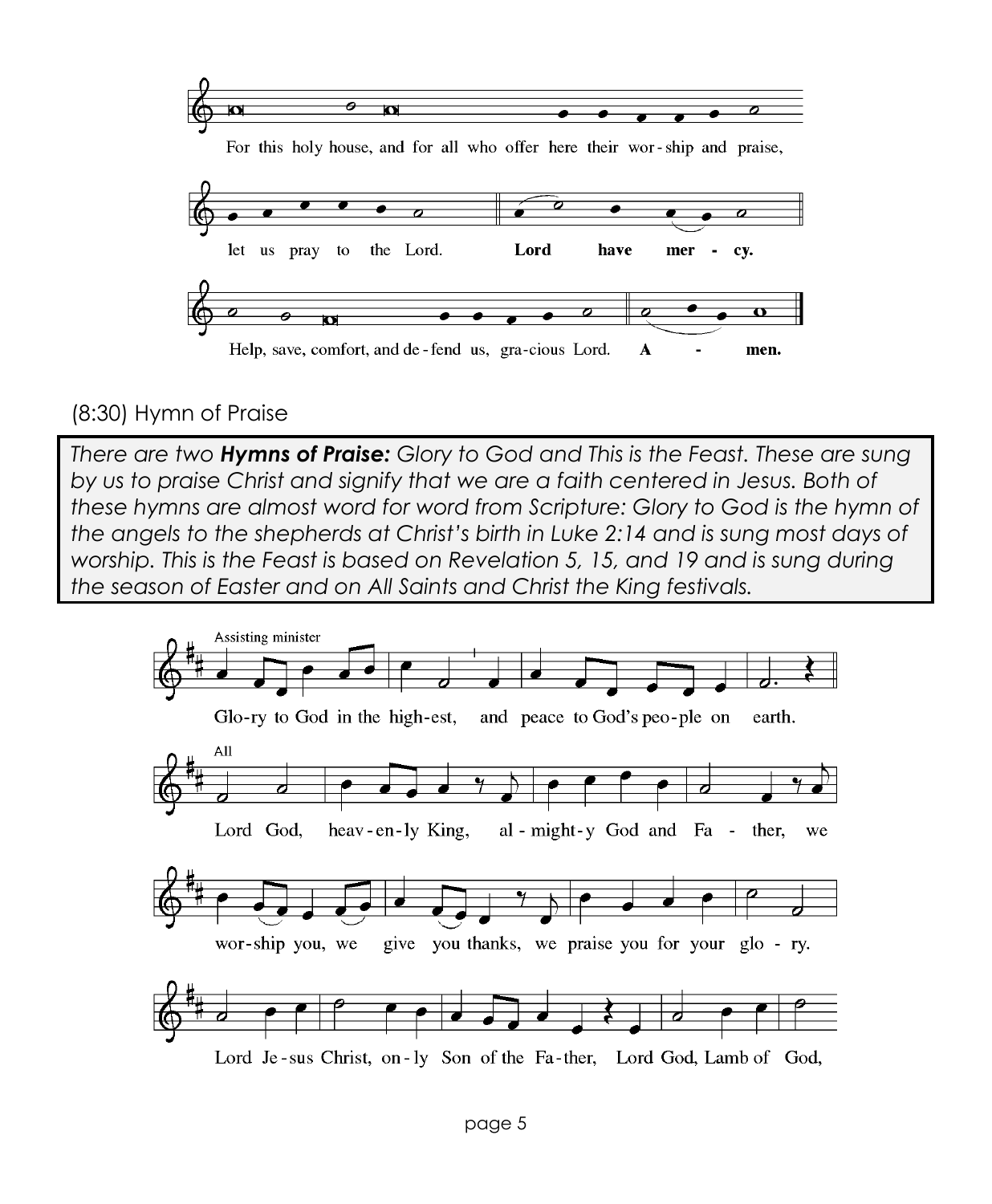For this holy house, and for all who offer here their wor-ship and praise,

let us pray to the Lord. **Lord have mer - cy.**

Help, save, comfort, and de-fend us, gra-cious Lord. **A - men.**

(8:30) Hymn of Praise

*There are two* ***Hymns of Praise:*** *Glory to God and This is the Feast. These are sung by us to praise Christ and signify that we are a faith centered in Jesus. Both of these hymns are almost word for word from Scripture: Glory to God is the hymn of the angels to the shepherds at Christ's birth in Luke 2:14 and is sung most days of worship. This is the Feast is based on Revelation 5, 15, and 19 and is sung during the season of Easter and on All Saints and Christ the King festivals.*

Assisting minister

Glo-ry to God in the high-est, and peace to God's peo-ple on earth.

All

Lord God, heav-en-ly King, al-might-y God and Fa - ther, we

wor-ship you, we give you thanks, we praise you for your glo - ry.

Lord Je-sus Christ, on-ly Son of the Fa-ther, Lord God, Lamb of God,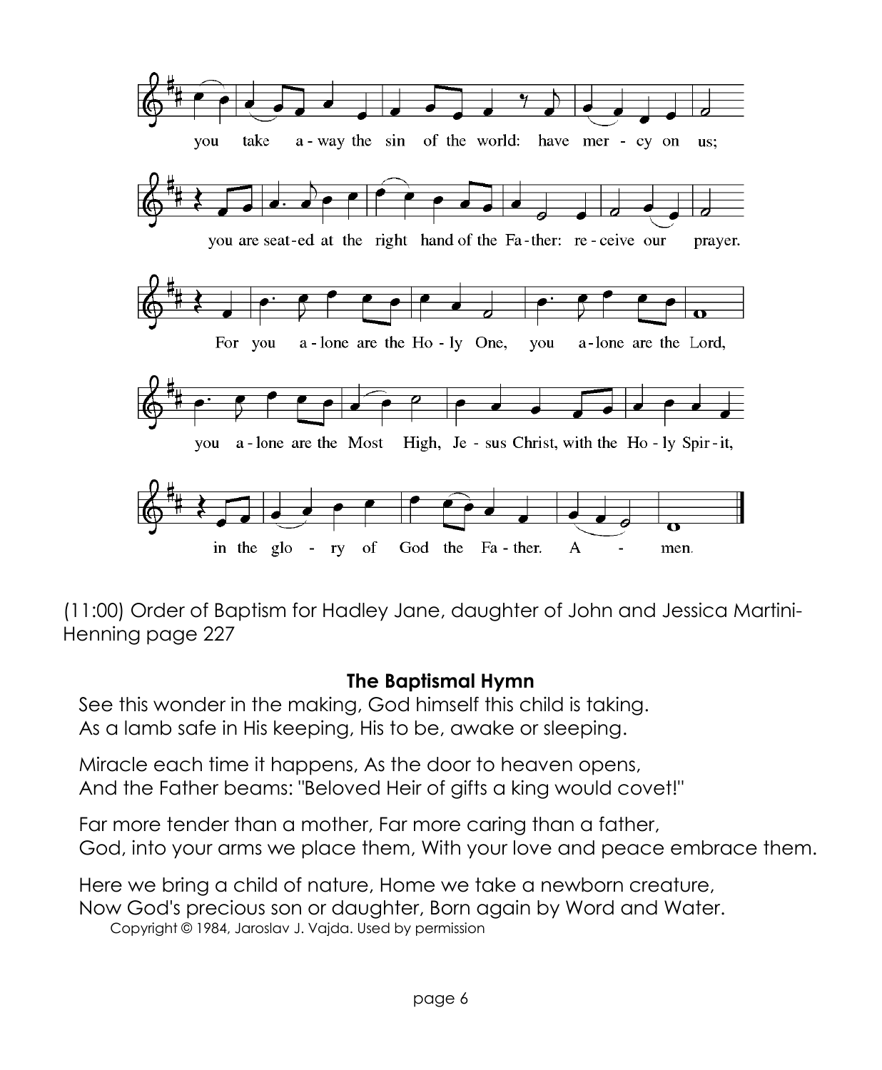you take a-way the sin of the world: have mer-cy on us;

you are seat-ed at the right hand of the Fa-ther: re-ceive our prayer.

For you a-lone are the Ho-ly One, you a-lone are the Lord,

you a-lone are the Most High, Je-sus Christ, with the Ho-ly Spir-it,

in the glo-ry of God the Fa-ther. A-men.

(11:00) Order of Baptism for Hadley Jane, daughter of John and Jessica Martini-Henning page 227

**The Baptismal Hymn**

See this wonder in the making, God himself this child is taking.
As a lamb safe in His keeping, His to be, awake or sleeping.

Miracle each time it happens, As the door to heaven opens,
And the Father beams: "Beloved Heir of gifts a king would covet!"

Far more tender than a mother, Far more caring than a father,
God, into your arms we place them, With your love and peace embrace them.

Here we bring a child of nature, Home we take a newborn creature,
Now God's precious son or daughter, Born again by Word and Water.

Copyright © 1984, Jaroslav J. Vajda. Used by permission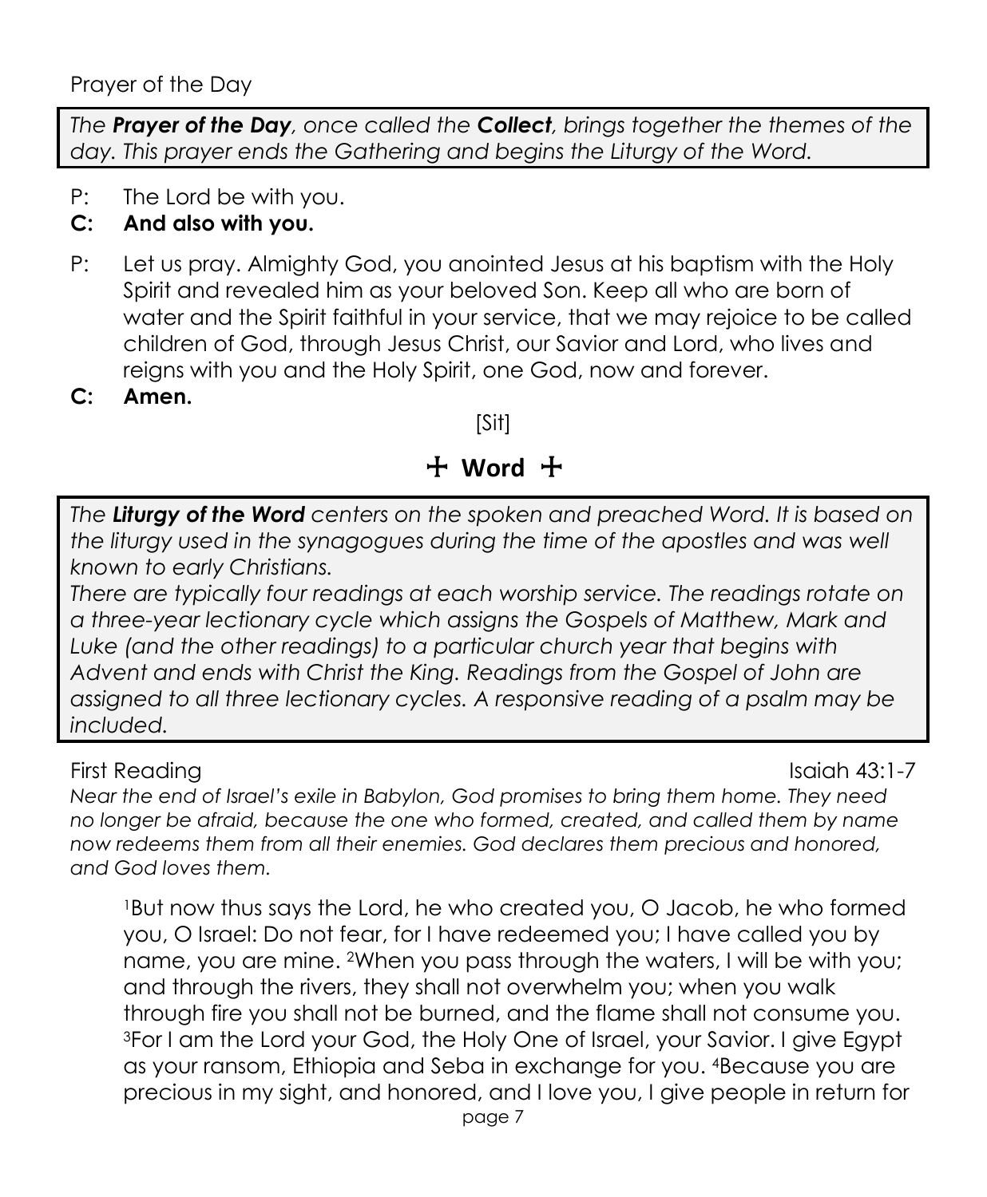Prayer of the Day

> *The **Prayer of the Day**, once called the **Collect**, brings together the themes of the day. This prayer ends the Gathering and begins the Liturgy of the Word.*

P: The Lord be with you.

**C: And also with you.**

P: Let us pray. Almighty God, you anointed Jesus at his baptism with the Holy Spirit and revealed him as your beloved Son. Keep all who are born of water and the Spirit faithful in your service, that we may rejoice to be called children of God, through Jesus Christ, our Savior and Lord, who lives and reigns with you and the Holy Spirit, one God, now and forever.

**C: Amen.**

[Sit]

## ☩ Word ☩

> *The **Liturgy of the Word** centers on the spoken and preached Word. It is based on the liturgy used in the synagogues during the time of the apostles and was well known to early Christians.*
>
> *There are typically four readings at each worship service. The readings rotate on a three-year lectionary cycle which assigns the Gospels of Matthew, Mark and Luke (and the other readings) to a particular church year that begins with Advent and ends with Christ the King. Readings from the Gospel of John are assigned to all three lectionary cycles. A responsive reading of a psalm may be included.*

First Reading — Isaiah 43:1-7

*Near the end of Israel's exile in Babylon, God promises to bring them home. They need no longer be afraid, because the one who formed, created, and called them by name now redeems them from all their enemies. God declares them precious and honored, and God loves them.*

[1]But now thus says the Lord, he who created you, O Jacob, he who formed you, O Israel: Do not fear, for I have redeemed you; I have called you by name, you are mine. [2]When you pass through the waters, I will be with you; and through the rivers, they shall not overwhelm you; when you walk through fire you shall not be burned, and the flame shall not consume you. [3]For I am the Lord your God, the Holy One of Israel, your Savior. I give Egypt as your ransom, Ethiopia and Seba in exchange for you. [4]Because you are precious in my sight, and honored, and I love you, I give people in return for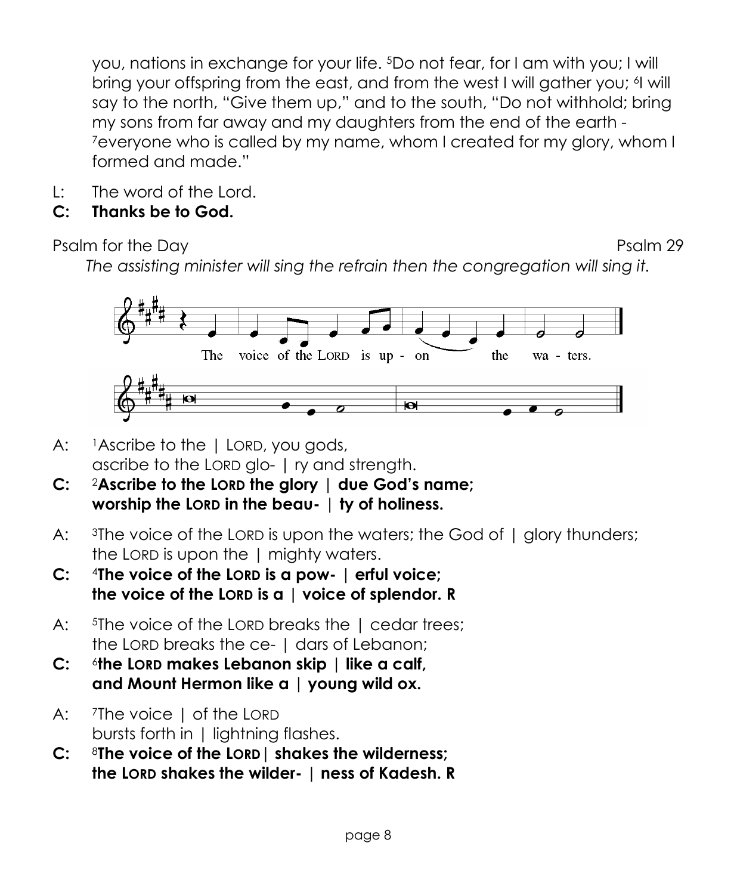you, nations in exchange for your life. [5]Do not fear, for I am with you; I will bring your offspring from the east, and from the west I will gather you; [6]I will say to the north, "Give them up," and to the south, "Do not withhold; bring my sons from far away and my daughters from the end of the earth - [7]everyone who is called by my name, whom I created for my glory, whom I formed and made."

L: The word of the Lord.

**C: Thanks be to God.**

Psalm for the Day — Psalm 29

*The assisting minister will sing the refrain then the congregation will sing it.*

The voice of the LORD is upon the waters.

A: [1]Ascribe to the | LORD, you gods,
ascribe to the LORD glo- | ry and strength.

**C: [2]Ascribe to the LORD the glory | due God's name;**
**worship the LORD in the beau- | ty of holiness.**

A: [3]The voice of the LORD is upon the waters; the God of | glory thunders;
the LORD is upon the | mighty waters.

**C: [4]The voice of the LORD is a pow- | erful voice;**
**the voice of the LORD is a | voice of splendor. R**

A: [5]The voice of the LORD breaks the | cedar trees;
the LORD breaks the ce- | dars of Lebanon;

**C: [6]the LORD makes Lebanon skip | like a calf,**
**and Mount Hermon like a | young wild ox.**

A: [7]The voice | of the LORD
bursts forth in | lightning flashes.

**C: [8]The voice of the LORD | shakes the wilderness;**
**the LORD shakes the wilder- | ness of Kadesh. R**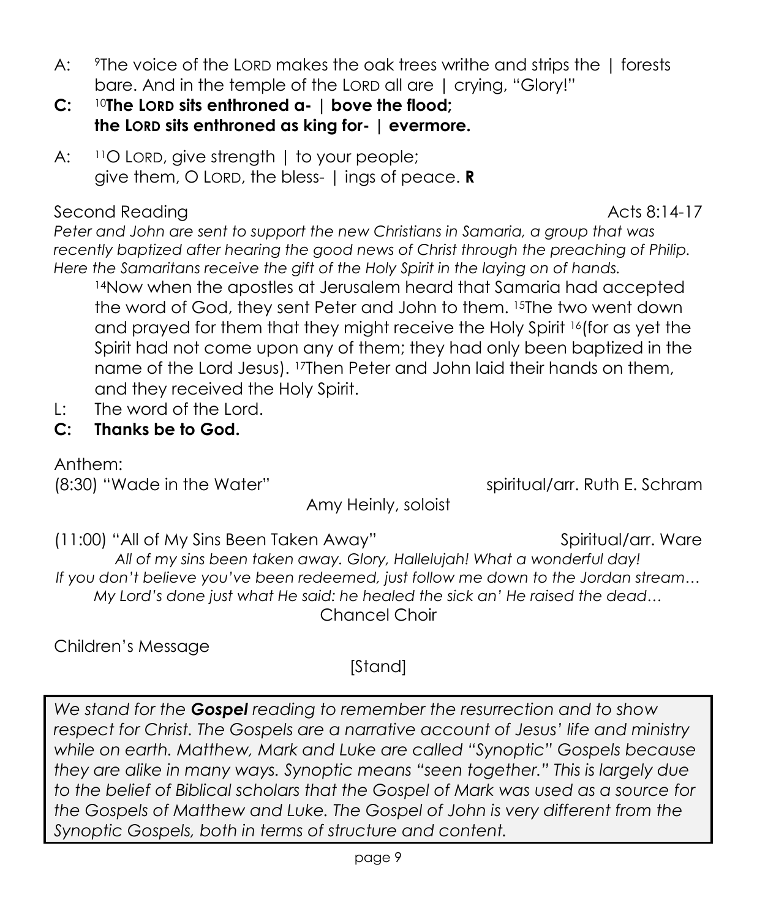A: [9]The voice of the LORD makes the oak trees writhe and strips the | forests bare. And in the temple of the LORD all are | crying, "Glory!"

**C: [10]The LORD sits enthroned a- | bove the flood;**
**the LORD sits enthroned as king for- | evermore.**

A: [11]O LORD, give strength | to your people;
give them, O LORD, the bless- | ings of peace. **R**

Second Reading — Acts 8:14-17

*Peter and John are sent to support the new Christians in Samaria, a group that was recently baptized after hearing the good news of Christ through the preaching of Philip. Here the Samaritans receive the gift of the Holy Spirit in the laying on of hands.*

[14]Now when the apostles at Jerusalem heard that Samaria had accepted the word of God, they sent Peter and John to them. [15]The two went down and prayed for them that they might receive the Holy Spirit [16](for as yet the Spirit had not come upon any of them; they had only been baptized in the name of the Lord Jesus). [17]Then Peter and John laid their hands on them, and they received the Holy Spirit.

L: The word of the Lord.

**C: Thanks be to God.**

Anthem:

(8:30) "Wade in the Water" — spiritual/arr. Ruth E. Schram

Amy Heinly, soloist

(11:00) "All of My Sins Been Taken Away" — Spiritual/arr. Ware

*All of my sins been taken away. Glory, Hallelujah! What a wonderful day!*
*If you don't believe you've been redeemed, just follow me down to the Jordan stream…*
*My Lord's done just what He said: he healed the sick an' He raised the dead…*

Chancel Choir

Children's Message

[Stand]

*We stand for the* ***Gospel*** *reading to remember the resurrection and to show respect for Christ. The Gospels are a narrative account of Jesus' life and ministry while on earth. Matthew, Mark and Luke are called "Synoptic" Gospels because they are alike in many ways. Synoptic means "seen together." This is largely due to the belief of Biblical scholars that the Gospel of Mark was used as a source for the Gospels of Matthew and Luke. The Gospel of John is very different from the Synoptic Gospels, both in terms of structure and content.*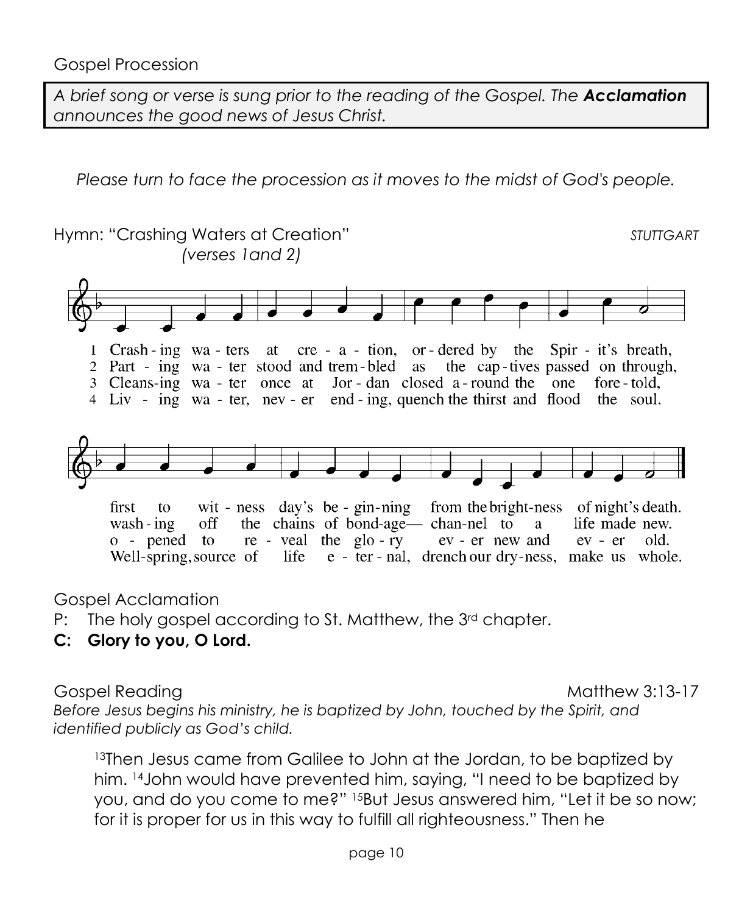Gospel Procession

*A brief song or verse is sung prior to the reading of the Gospel. The **Acclamation** announces the good news of Jesus Christ.*

*Please turn to face the procession as it moves to the midst of God's people.*

Hymn: "Crashing Waters at Creation" *(verses 1and 2)* *STUTTGART*

1 Crash-ing wa-ters at cre-a-tion, or-dered by the Spir-it's breath,
first to wit-ness day's be-gin-ning from the bright-ness of night's death.

2 Part-ing wa-ter stood and trem-bled as the cap-tives passed on through,
wash-ing off the chains of bond-age— chan-nel to a life made new.

3 Cleans-ing wa-ter once at Jor-dan closed a-round the one fore-told,
o-pened to re-veal the glo-ry ev-er new and ev-er old.

4 Liv-ing wa-ter, nev-er end-ing, quench the thirst and flood the soul.
Well-spring, source of life e-ter-nal, drench our dry-ness, make us whole.

Gospel Acclamation

P: The holy gospel according to St. Matthew, the 3rd chapter.

**C: Glory to you, O Lord.**

Gospel Reading Matthew 3:13-17

*Before Jesus begins his ministry, he is baptized by John, touched by the Spirit, and identified publicly as God's child.*

[13]Then Jesus came from Galilee to John at the Jordan, to be baptized by him. [14]John would have prevented him, saying, "I need to be baptized by you, and do you come to me?" [15]But Jesus answered him, "Let it be so now; for it is proper for us in this way to fulfill all righteousness." Then he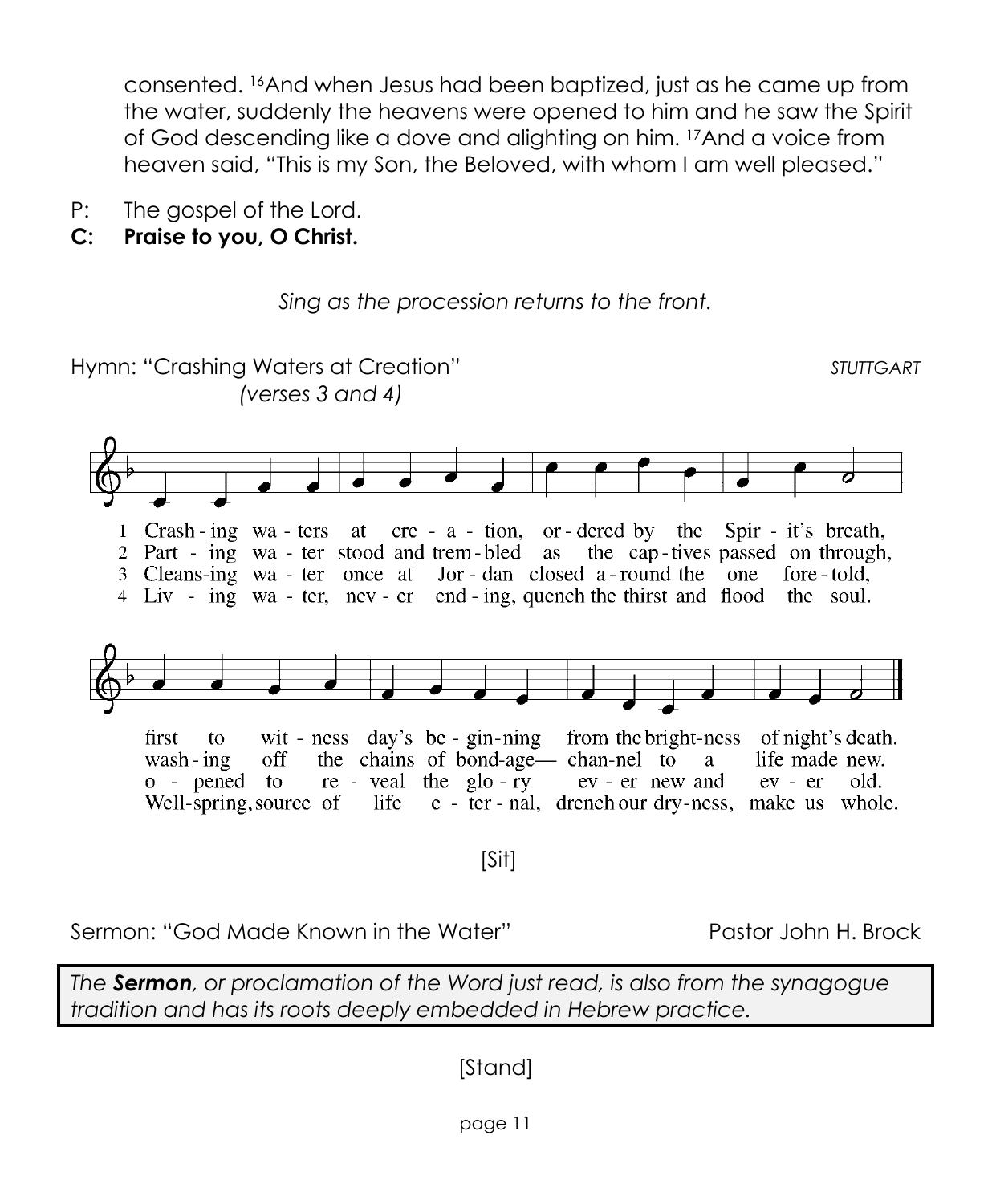consented. [16]And when Jesus had been baptized, just as he came up from the water, suddenly the heavens were opened to him and he saw the Spirit of God descending like a dove and alighting on him. [17]And a voice from heaven said, "This is my Son, the Beloved, with whom I am well pleased."

P: The gospel of the Lord.

**C: Praise to you, O Christ.**

*Sing as the procession returns to the front.*

Hymn: "Crashing Waters at Creation" *(verses 3 and 4)* *STUTTGART*

1 Crash-ing wa-ters at cre-a-tion, or-dered by the Spir-it's breath, first to wit-ness day's be-gin-ning from the bright-ness of night's death.

2 Part-ing wa-ter stood and trem-bled as the cap-tives passed on through, wash-ing off the chains of bond-age— chan-nel to a life made new.

3 Cleans-ing wa-ter once at Jor-dan closed a-round the one fore-told, o-pened to re-veal the glo-ry ev-er new and ev-er old.

4 Liv-ing wa-ter, nev-er end-ing, quench the thirst and flood the soul. Well-spring, source of life e-ter-nal, drench our dry-ness, make us whole.

[Sit]

Sermon: "God Made Known in the Water" Pastor John H. Brock

*The **Sermon**, or proclamation of the Word just read, is also from the synagogue tradition and has its roots deeply embedded in Hebrew practice.*

[Stand]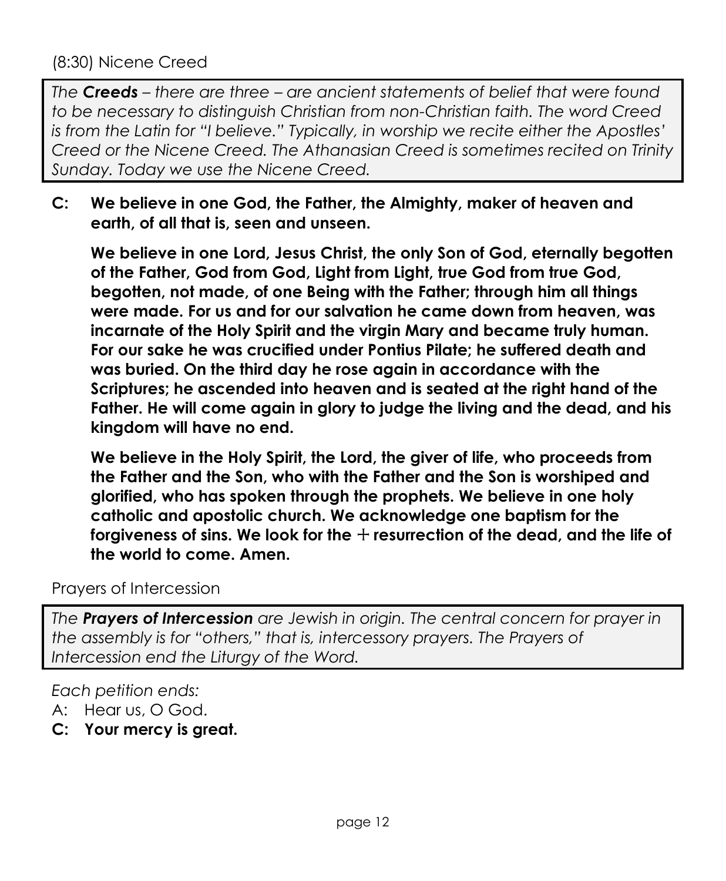(8:30) Nicene Creed

*The **Creeds** – there are three – are ancient statements of belief that were found to be necessary to distinguish Christian from non-Christian faith. The word Creed is from the Latin for "I believe." Typically, in worship we recite either the Apostles' Creed or the Nicene Creed. The Athanasian Creed is sometimes recited on Trinity Sunday. Today we use the Nicene Creed.*

**C: We believe in one God, the Father, the Almighty, maker of heaven and earth, of all that is, seen and unseen.**

**We believe in one Lord, Jesus Christ, the only Son of God, eternally begotten of the Father, God from God, Light from Light, true God from true God, begotten, not made, of one Being with the Father; through him all things were made. For us and for our salvation he came down from heaven, was incarnate of the Holy Spirit and the virgin Mary and became truly human. For our sake he was crucified under Pontius Pilate; he suffered death and was buried. On the third day he rose again in accordance with the Scriptures; he ascended into heaven and is seated at the right hand of the Father. He will come again in glory to judge the living and the dead, and his kingdom will have no end.**

**We believe in the Holy Spirit, the Lord, the giver of life, who proceeds from the Father and the Son, who with the Father and the Son is worshiped and glorified, who has spoken through the prophets. We believe in one holy catholic and apostolic church. We acknowledge one baptism for the forgiveness of sins. We look for the ☩ resurrection of the dead, and the life of the world to come. Amen.**

Prayers of Intercession

*The **Prayers of Intercession** are Jewish in origin. The central concern for prayer in the assembly is for "others," that is, intercessory prayers. The Prayers of Intercession end the Liturgy of the Word.*

*Each petition ends:*

A: Hear us, O God.

**C: Your mercy is great.**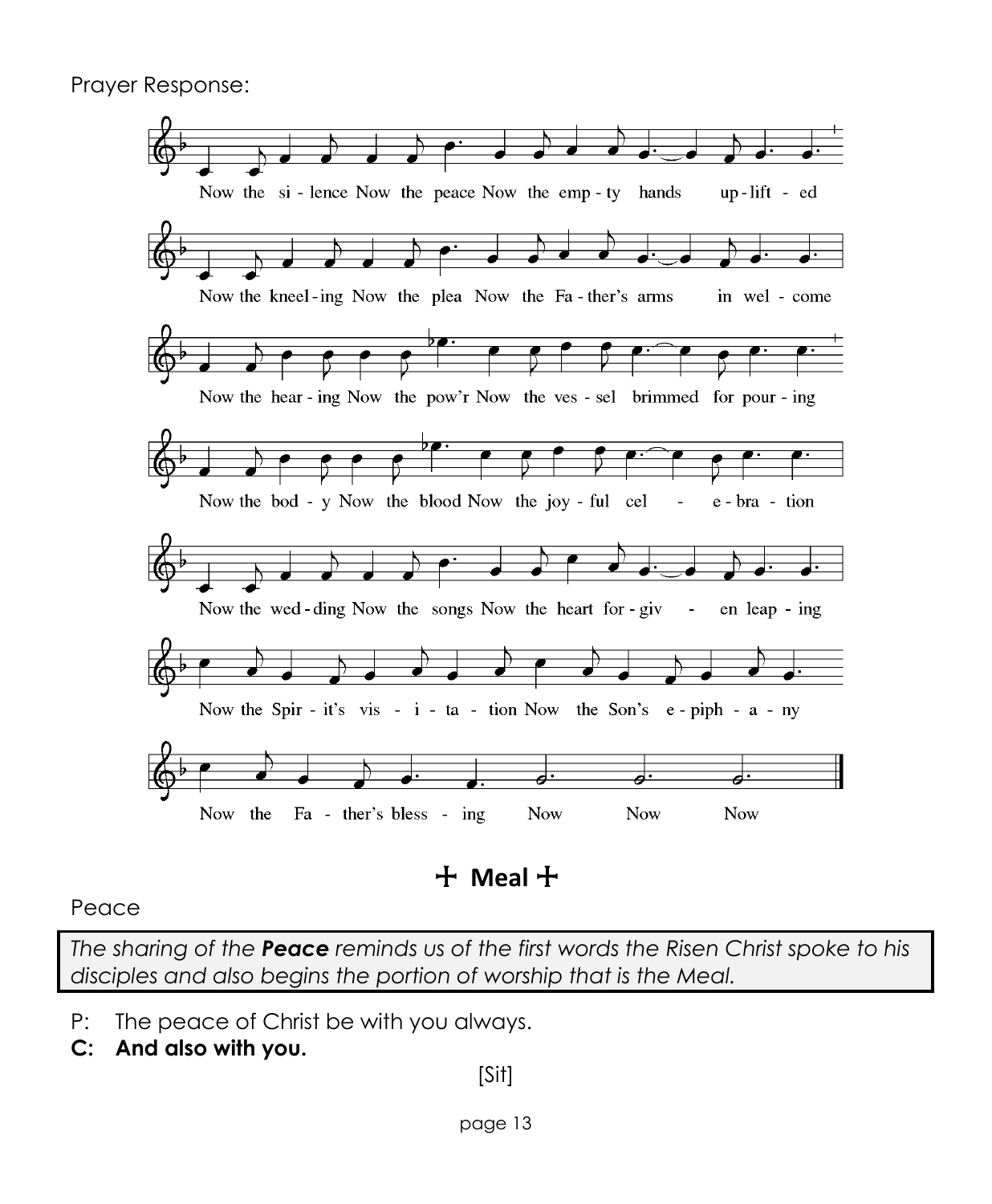Prayer Response:

Now the si - lence Now the peace Now the emp - ty hands up - lift - ed

Now the kneel - ing Now the plea Now the Fa - ther's arms in wel - come

Now the hear - ing Now the pow'r Now the ves - sel brimmed for pour - ing

Now the bod - y Now the blood Now the joy - ful cel - e - bra - tion

Now the wed - ding Now the songs Now the heart for - giv - en leap - ing

Now the Spir - it's vis - i - ta - tion Now the Son's e - piph - a - ny

Now the Fa - ther's bless - ing Now Now Now

## ☩ Meal ☩

Peace

*The sharing of the **Peace** reminds us of the first words the Risen Christ spoke to his disciples and also begins the portion of worship that is the Meal.*

P: The peace of Christ be with you always.

**C: And also with you.**

[Sit]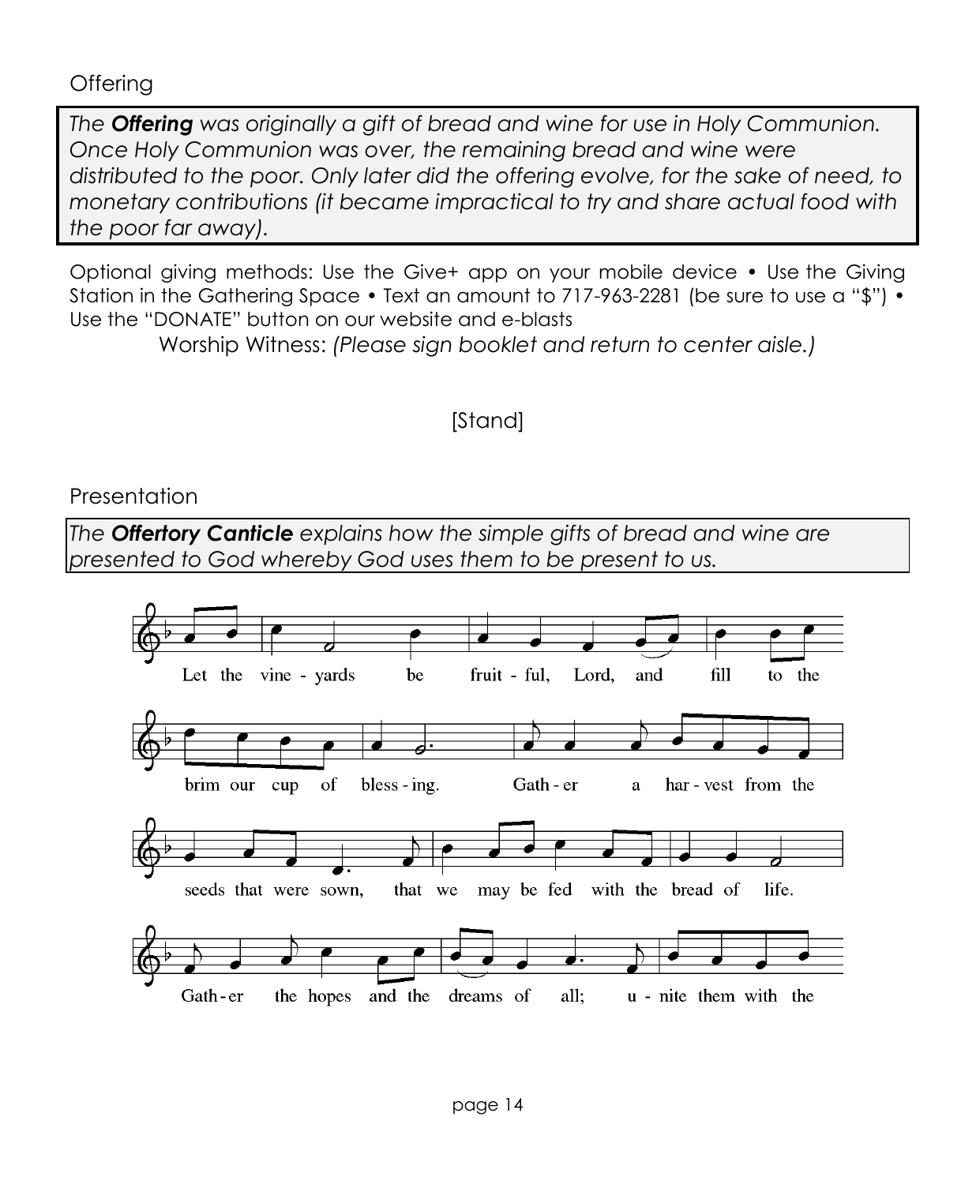Offering

*The **Offering** was originally a gift of bread and wine for use in Holy Communion. Once Holy Communion was over, the remaining bread and wine were distributed to the poor. Only later did the offering evolve, for the sake of need, to monetary contributions (it became impractical to try and share actual food with the poor far away).*

Optional giving methods: Use the Give+ app on your mobile device • Use the Giving Station in the Gathering Space • Text an amount to 717-963-2281 (be sure to use a "$") • Use the "DONATE" button on our website and e-blasts

Worship Witness: *(Please sign booklet and return to center aisle.)*

[Stand]

Presentation

*The **Offertory Canticle** explains how the simple gifts of bread and wine are presented to God whereby God uses them to be present to us.*

Let the vine - yards be fruit - ful, Lord, and fill to the brim our cup of bless - ing. Gath - er a har - vest from the seeds that were sown, that we may be fed with the bread of life. Gath - er the hopes and the dreams of all; u - nite them with the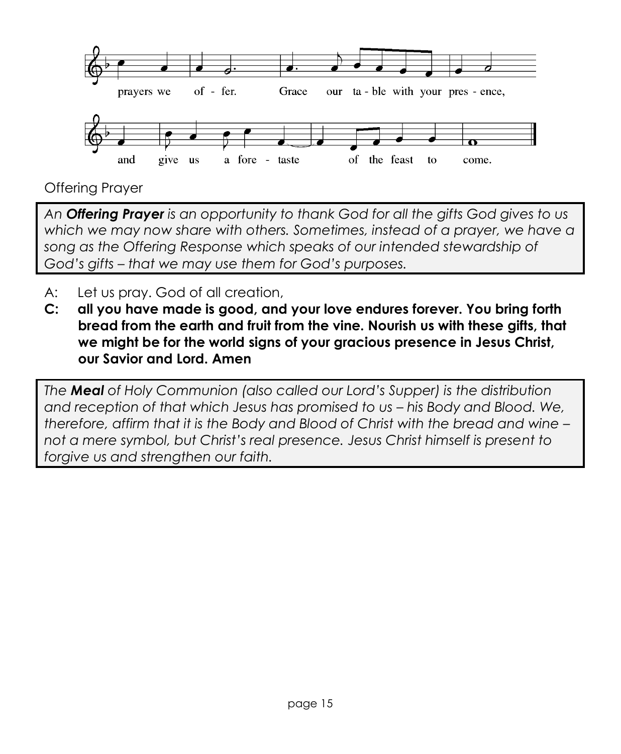prayers we of - fer. Grace our ta - ble with your pres - ence,

and give us a fore - taste of the feast to come.

Offering Prayer

*An **Offering Prayer** is an opportunity to thank God for all the gifts God gives to us which we may now share with others. Sometimes, instead of a prayer, we have a song as the Offering Response which speaks of our intended stewardship of God's gifts – that we may use them for God's purposes.*

A: Let us pray. God of all creation,

**C: all you have made is good, and your love endures forever. You bring forth bread from the earth and fruit from the vine. Nourish us with these gifts, that we might be for the world signs of your gracious presence in Jesus Christ, our Savior and Lord. Amen**

*The **Meal** of Holy Communion (also called our Lord's Supper) is the distribution and reception of that which Jesus has promised to us – his Body and Blood. We, therefore, affirm that it is the Body and Blood of Christ with the bread and wine – not a mere symbol, but Christ's real presence. Jesus Christ himself is present to forgive us and strengthen our faith.*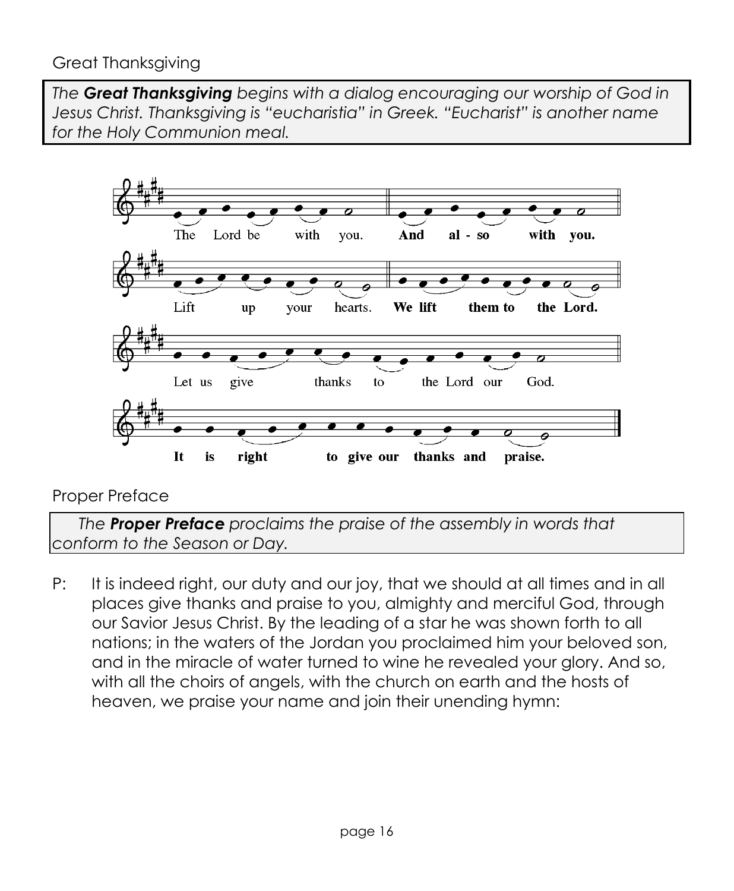## Great Thanksgiving

*The **Great Thanksgiving** begins with a dialog encouraging our worship of God in Jesus Christ. Thanksgiving is "eucharistia" in Greek. "Eucharist" is another name for the Holy Communion meal.*

The Lord be with you. **And also with you.**

Lift up your hearts. **We lift them to the Lord.**

Let us give thanks to the Lord our God.

**It is right to give our thanks and praise.**

## Proper Preface

*The **Proper Preface** proclaims the praise of the assembly in words that conform to the Season or Day.*

P: It is indeed right, our duty and our joy, that we should at all times and in all places give thanks and praise to you, almighty and merciful God, through our Savior Jesus Christ. By the leading of a star he was shown forth to all nations; in the waters of the Jordan you proclaimed him your beloved son, and in the miracle of water turned to wine he revealed your glory. And so, with all the choirs of angels, with the church on earth and the hosts of heaven, we praise your name and join their unending hymn: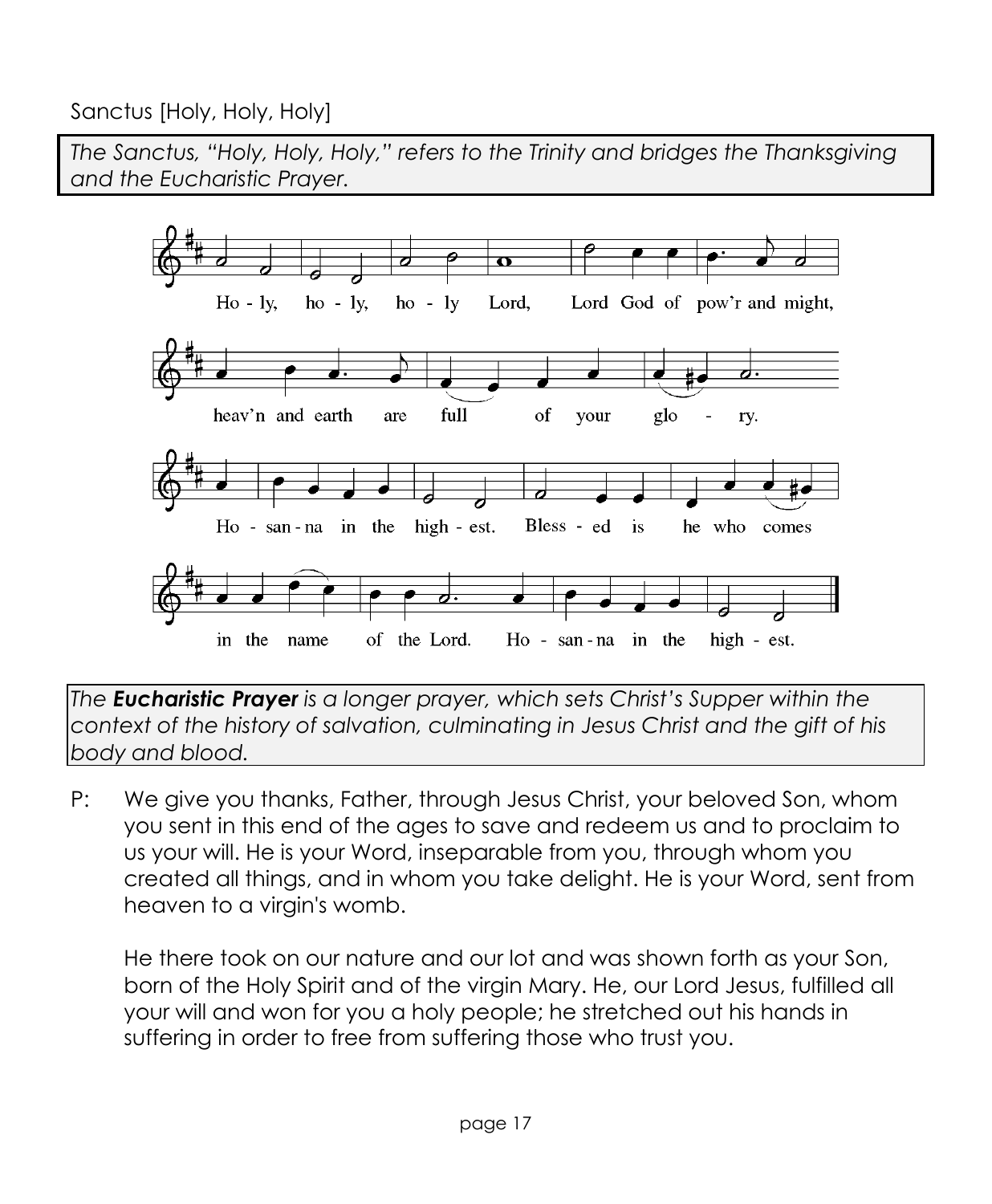Sanctus [Holy, Holy, Holy]

*The Sanctus, "Holy, Holy, Holy," refers to the Trinity and bridges the Thanksgiving and the Eucharistic Prayer.*

Ho - ly, ho - ly, ho - ly Lord, Lord God of pow'r and might,
heav'n and earth are full of your glo - ry.
Ho - san - na in the high - est. Bless - ed is he who comes
in the name of the Lord. Ho - san - na in the high - est.

*The **Eucharistic Prayer** is a longer prayer, which sets Christ's Supper within the context of the history of salvation, culminating in Jesus Christ and the gift of his body and blood.*

P: We give you thanks, Father, through Jesus Christ, your beloved Son, whom you sent in this end of the ages to save and redeem us and to proclaim to us your will. He is your Word, inseparable from you, through whom you created all things, and in whom you take delight. He is your Word, sent from heaven to a virgin's womb.

He there took on our nature and our lot and was shown forth as your Son, born of the Holy Spirit and of the virgin Mary. He, our Lord Jesus, fulfilled all your will and won for you a holy people; he stretched out his hands in suffering in order to free from suffering those who trust you.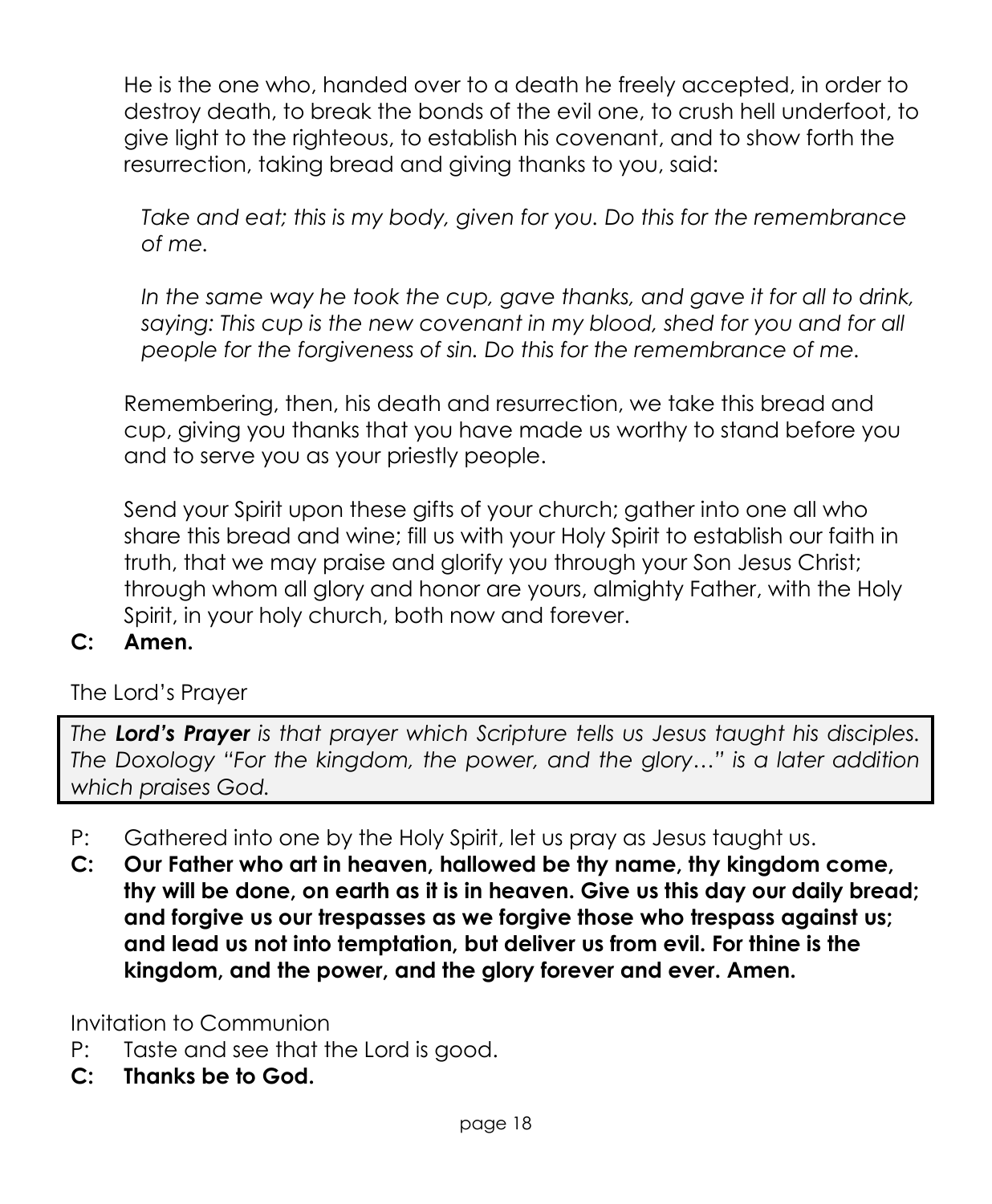He is the one who, handed over to a death he freely accepted, in order to destroy death, to break the bonds of the evil one, to crush hell underfoot, to give light to the righteous, to establish his covenant, and to show forth the resurrection, taking bread and giving thanks to you, said:

*Take and eat; this is my body, given for you. Do this for the remembrance of me.*

*In the same way he took the cup, gave thanks, and gave it for all to drink, saying: This cup is the new covenant in my blood, shed for you and for all people for the forgiveness of sin. Do this for the remembrance of me.*

Remembering, then, his death and resurrection, we take this bread and cup, giving you thanks that you have made us worthy to stand before you and to serve you as your priestly people.

Send your Spirit upon these gifts of your church; gather into one all who share this bread and wine; fill us with your Holy Spirit to establish our faith in truth, that we may praise and glorify you through your Son Jesus Christ; through whom all glory and honor are yours, almighty Father, with the Holy Spirit, in your holy church, both now and forever.

**C: Amen.**

The Lord's Prayer

*The **Lord's Prayer** is that prayer which Scripture tells us Jesus taught his disciples. The Doxology "For the kingdom, the power, and the glory…" is a later addition which praises God.*

P: Gathered into one by the Holy Spirit, let us pray as Jesus taught us.

**C: Our Father who art in heaven, hallowed be thy name, thy kingdom come, thy will be done, on earth as it is in heaven. Give us this day our daily bread; and forgive us our trespasses as we forgive those who trespass against us; and lead us not into temptation, but deliver us from evil. For thine is the kingdom, and the power, and the glory forever and ever. Amen.**

Invitation to Communion

P: Taste and see that the Lord is good.

**C: Thanks be to God.**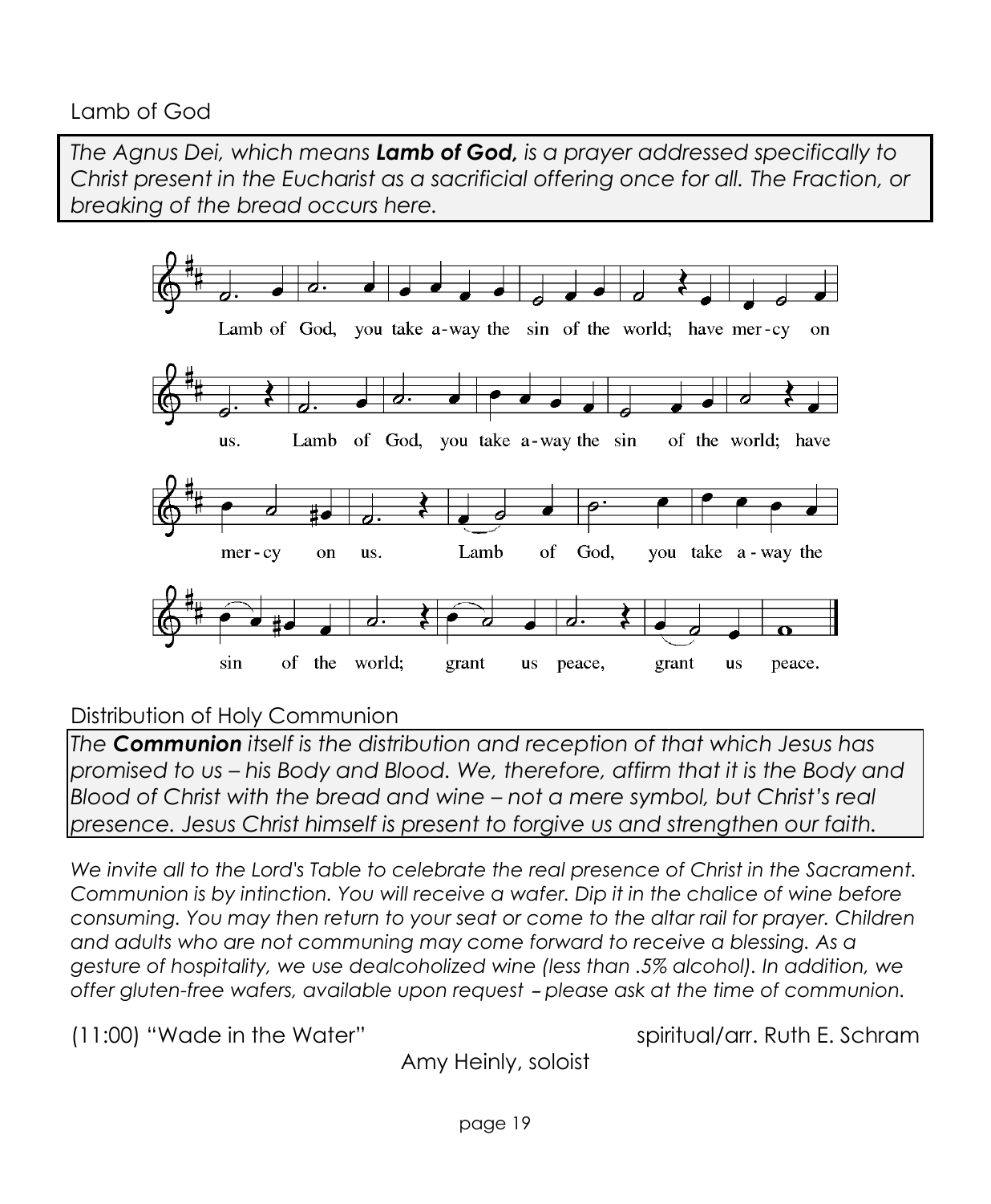## Lamb of God

*The Agnus Dei, which means **Lamb of God,** is a prayer addressed specifically to Christ present in the Eucharist as a sacrificial offering once for all. The Fraction, or breaking of the bread occurs here.*

Lamb of God, you take a-way the sin of the world; have mer-cy on us. Lamb of God, you take a-way the sin of the world; have mer-cy on us. Lamb of God, you take a-way the sin of the world; grant us peace, grant us peace.

## Distribution of Holy Communion

*The **Communion** itself is the distribution and reception of that which Jesus has promised to us – his Body and Blood. We, therefore, affirm that it is the Body and Blood of Christ with the bread and wine – not a mere symbol, but Christ's real presence. Jesus Christ himself is present to forgive us and strengthen our faith.*

*We invite all to the Lord's Table to celebrate the real presence of Christ in the Sacrament. Communion is by intinction. You will receive a wafer. Dip it in the chalice of wine before consuming. You may then return to your seat or come to the altar rail for prayer. Children and adults who are not communing may come forward to receive a blessing. As a gesture of hospitality, we use dealcoholized wine (less than .5% alcohol). In addition, we offer gluten-free wafers, available upon request – please ask at the time of communion.*

(11:00) "Wade in the Water" spiritual/arr. Ruth E. Schram

Amy Heinly, soloist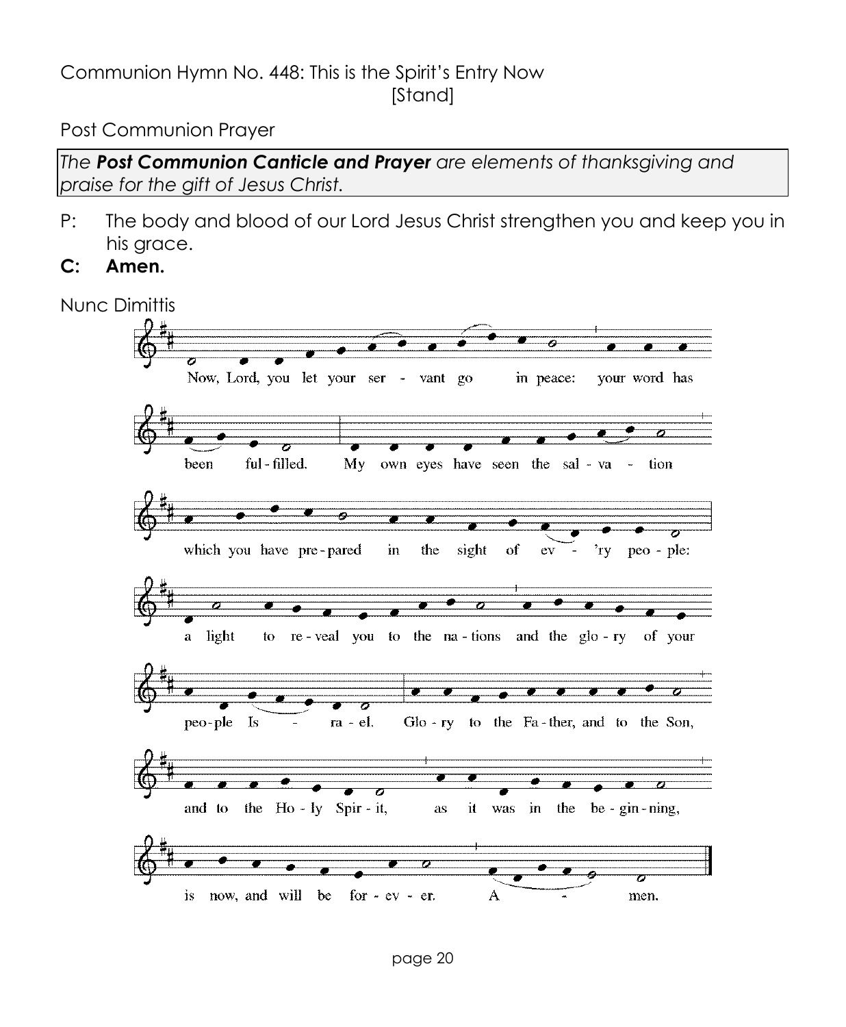Communion Hymn No. 448: This is the Spirit's Entry Now
[Stand]

Post Communion Prayer

*The **Post Communion Canticle and Prayer** are elements of thanksgiving and praise for the gift of Jesus Christ.*

P: The body and blood of our Lord Jesus Christ strengthen you and keep you in his grace.

**C: Amen.**

Nunc Dimittis

Now, Lord, you let your ser - vant go in peace: your word has been ful - filled. My own eyes have seen the sal - va - tion which you have pre - pared in the sight of ev - 'ry peo - ple: a light to re - veal you to the na - tions and the glo - ry of your peo - ple Is - ra - el. Glo - ry to the Fa - ther, and to the Son, and to the Ho - ly Spir - it, as it was in the be - gin - ning, is now, and will be for - ev - er. A - men.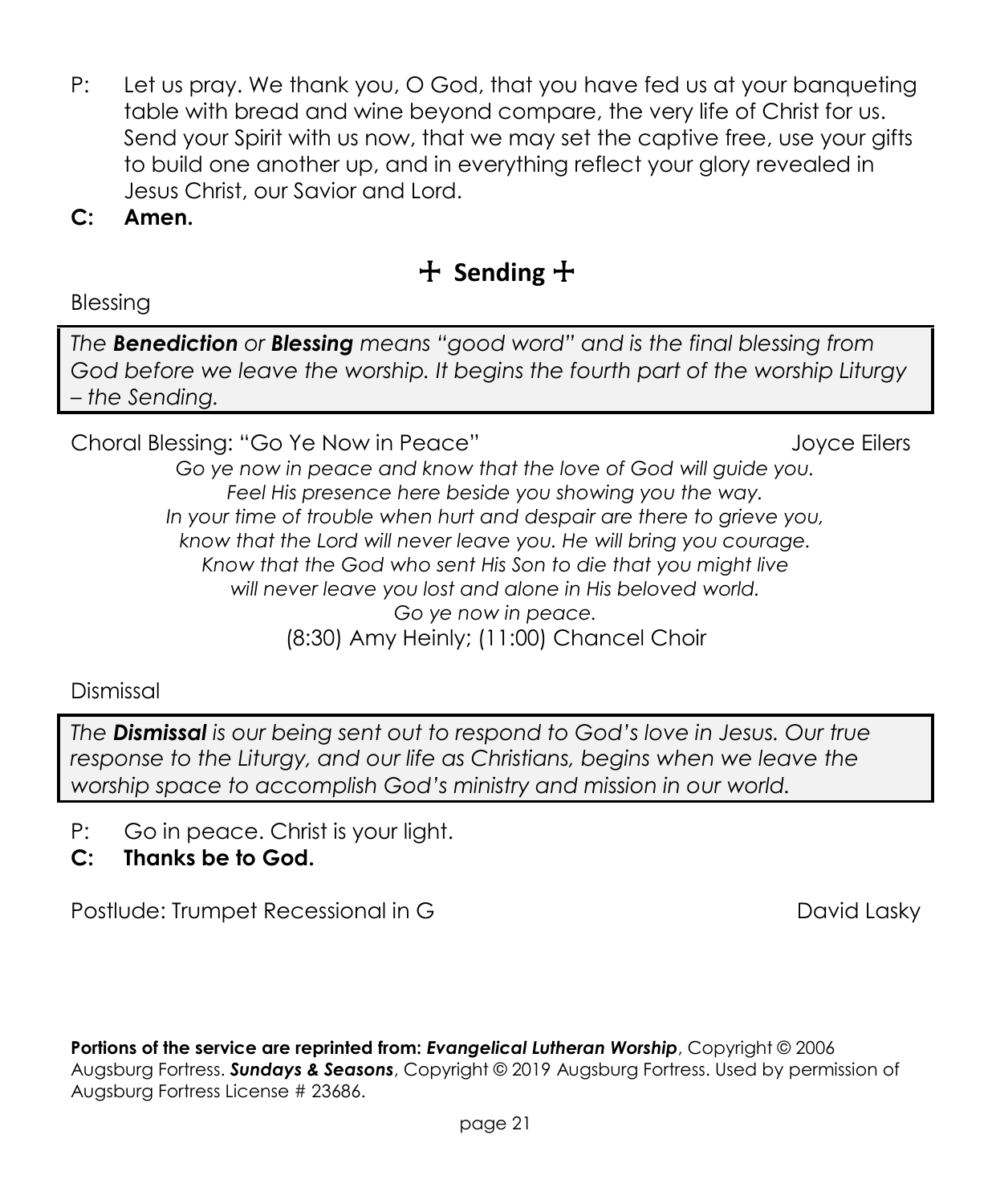P: Let us pray. We thank you, O God, that you have fed us at your banqueting table with bread and wine beyond compare, the very life of Christ for us. Send your Spirit with us now, that we may set the captive free, use your gifts to build one another up, and in everything reflect your glory revealed in Jesus Christ, our Savior and Lord.

**C: Amen.**

## ☩ Sending ☩

Blessing

> *The **Benediction** or **Blessing** means "good word" and is the final blessing from God before we leave the worship. It begins the fourth part of the worship Liturgy – the Sending.*

Choral Blessing: "Go Ye Now in Peace" Joyce Eilers

*Go ye now in peace and know that the love of God will guide you.*
*Feel His presence here beside you showing you the way.*
*In your time of trouble when hurt and despair are there to grieve you,*
*know that the Lord will never leave you. He will bring you courage.*
*Know that the God who sent His Son to die that you might live*
*will never leave you lost and alone in His beloved world.*
*Go ye now in peace.*

(8:30) Amy Heinly; (11:00) Chancel Choir

Dismissal

> *The **Dismissal** is our being sent out to respond to God's love in Jesus. Our true response to the Liturgy, and our life as Christians, begins when we leave the worship space to accomplish God's ministry and mission in our world.*

P: Go in peace. Christ is your light.

**C: Thanks be to God.**

Postlude: Trumpet Recessional in G David Lasky

**Portions of the service are reprinted from:** ***Evangelical Lutheran Worship***, Copyright © 2006 Augsburg Fortress. ***Sundays & Seasons***, Copyright © 2019 Augsburg Fortress. Used by permission of Augsburg Fortress License # 23686.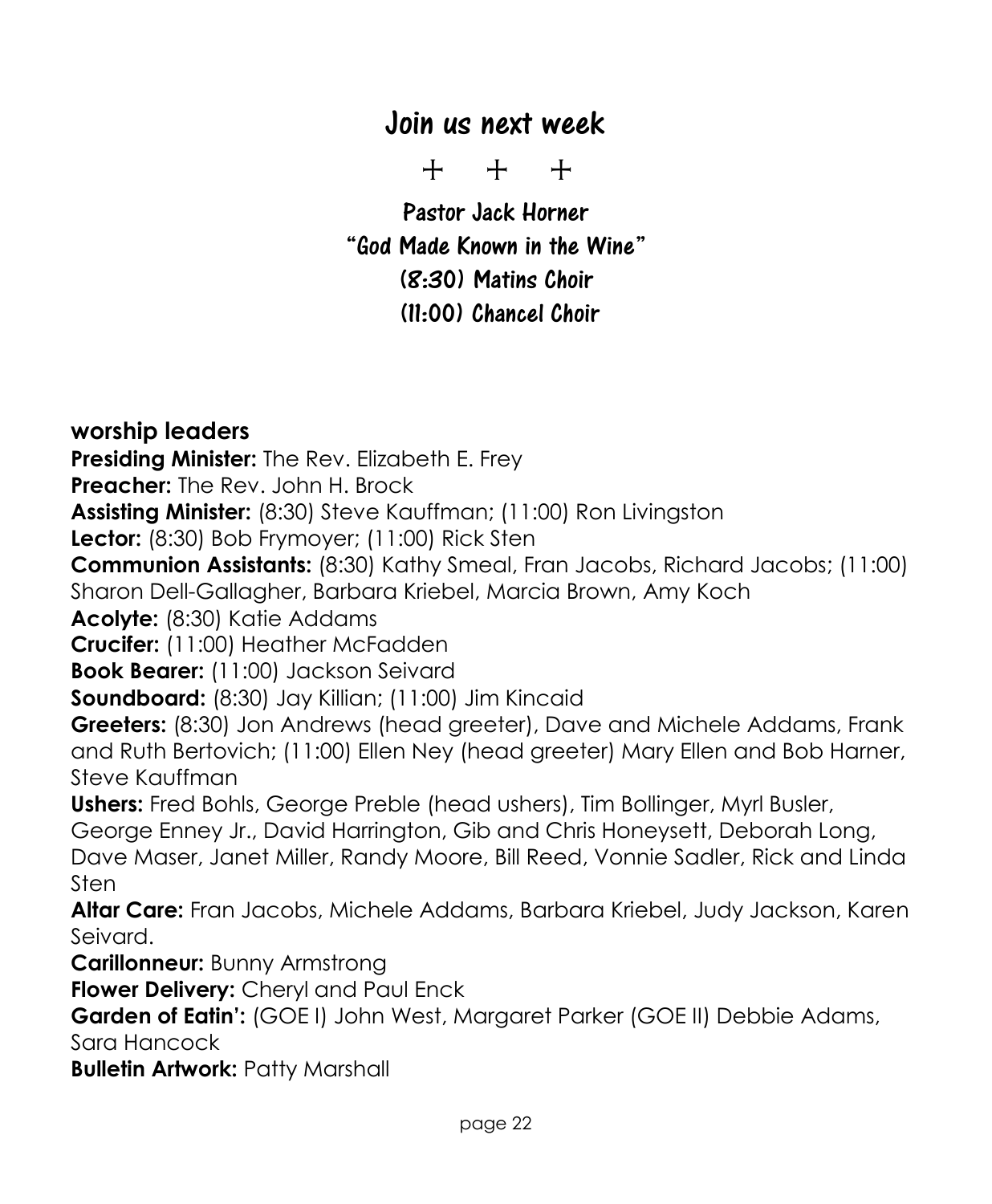# Join us next week

\+ \+ \+

**Pastor Jack Horner**
**"God Made Known in the Wine"**
**(8:30) Matins Choir**
**(11:00) Chancel Choir**

## worship leaders

**Presiding Minister:** The Rev. Elizabeth E. Frey
**Preacher:** The Rev. John H. Brock
**Assisting Minister:** (8:30) Steve Kauffman; (11:00) Ron Livingston
**Lector:** (8:30) Bob Frymoyer; (11:00) Rick Sten
**Communion Assistants:** (8:30) Kathy Smeal, Fran Jacobs, Richard Jacobs; (11:00) Sharon Dell-Gallagher, Barbara Kriebel, Marcia Brown, Amy Koch
**Acolyte:** (8:30) Katie Addams
**Crucifer:** (11:00) Heather McFadden
**Book Bearer:** (11:00) Jackson Seivard
**Soundboard:** (8:30) Jay Killian; (11:00) Jim Kincaid
**Greeters:** (8:30) Jon Andrews (head greeter), Dave and Michele Addams, Frank and Ruth Bertovich; (11:00) Ellen Ney (head greeter) Mary Ellen and Bob Harner, Steve Kauffman
**Ushers:** Fred Bohls, George Preble (head ushers), Tim Bollinger, Myrl Busler, George Enney Jr., David Harrington, Gib and Chris Honeysett, Deborah Long, Dave Maser, Janet Miller, Randy Moore, Bill Reed, Vonnie Sadler, Rick and Linda Sten
**Altar Care:** Fran Jacobs, Michele Addams, Barbara Kriebel, Judy Jackson, Karen Seivard.
**Carillonneur:** Bunny Armstrong
**Flower Delivery:** Cheryl and Paul Enck
**Garden of Eatin':** (GOE I) John West, Margaret Parker (GOE II) Debbie Adams, Sara Hancock
**Bulletin Artwork:** Patty Marshall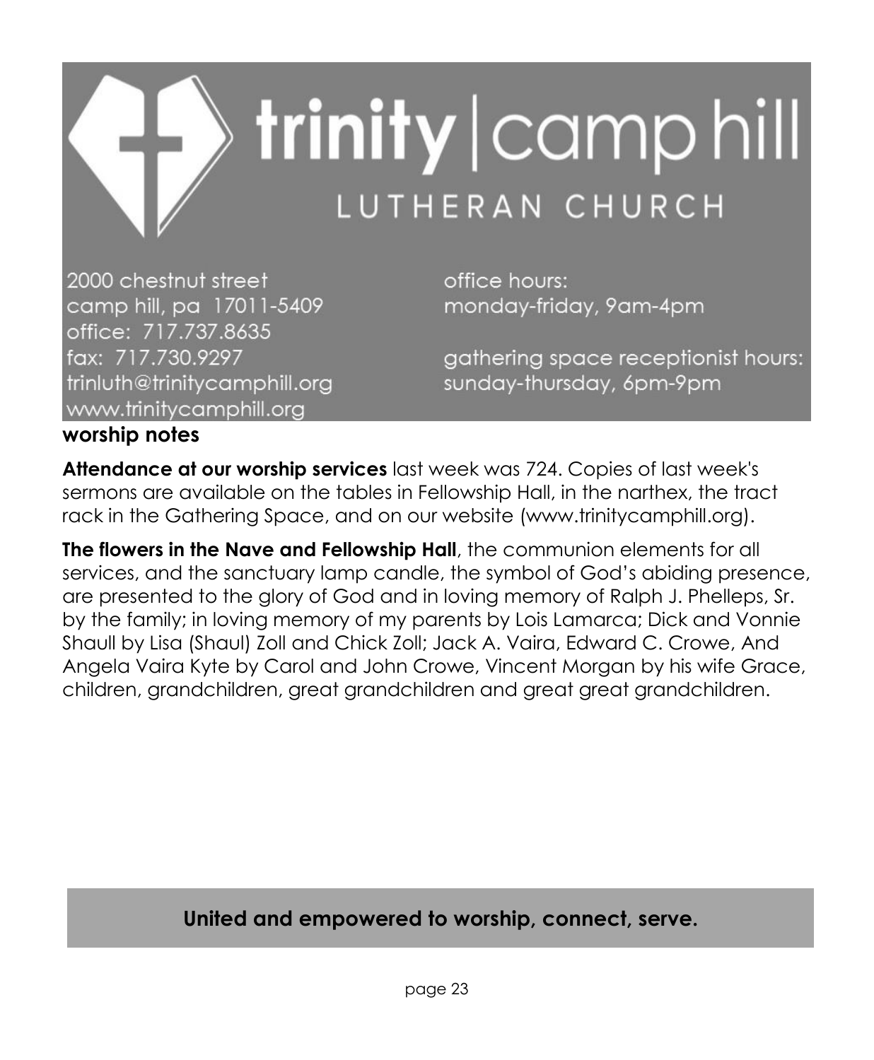# trinity | camp hill

## LUTHERAN CHURCH

2000 chestnut street
camp hill, pa 17011-5409
office: 717.737.8635
fax: 717.730.9297
trinluth@trinitycamphill.org
www.trinitycamphill.org

office hours:
monday-friday, 9am-4pm

gathering space receptionist hours:
sunday-thursday, 6pm-9pm

## worship notes

**Attendance at our worship services** last week was 724. Copies of last week's sermons are available on the tables in Fellowship Hall, in the narthex, the tract rack in the Gathering Space, and on our website (www.trinitycamphill.org).

**The flowers in the Nave and Fellowship Hall**, the communion elements for all services, and the sanctuary lamp candle, the symbol of God's abiding presence, are presented to the glory of God and in loving memory of Ralph J. Phelleps, Sr. by the family; in loving memory of my parents by Lois Lamarca; Dick and Vonnie Shaull by Lisa (Shaul) Zoll and Chick Zoll; Jack A. Vaira, Edward C. Crowe, And Angela Vaira Kyte by Carol and John Crowe, Vincent Morgan by his wife Grace, children, grandchildren, great grandchildren and great great grandchildren.

**United and empowered to worship, connect, serve.**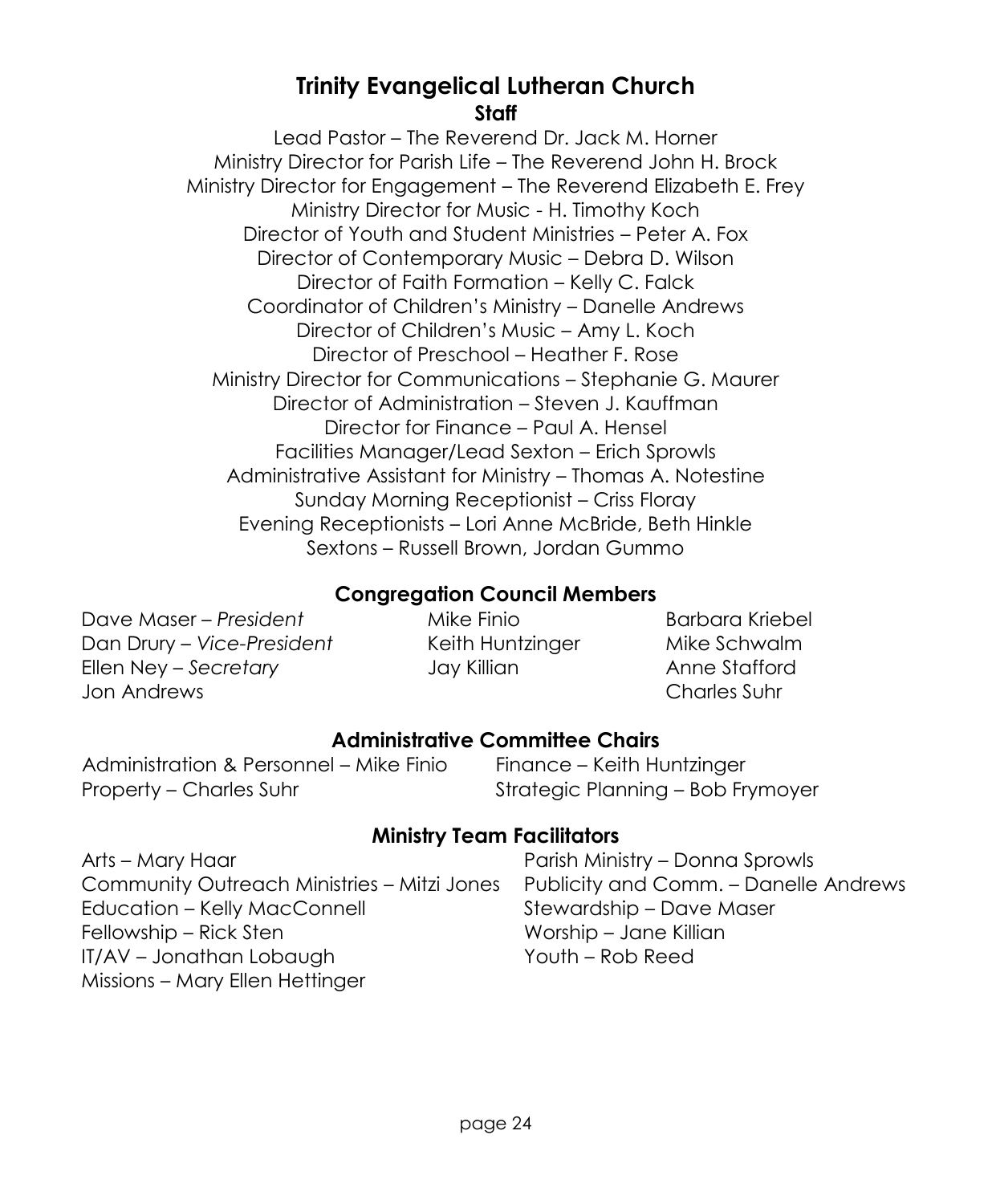# Trinity Evangelical Lutheran Church

## Staff

Lead Pastor – The Reverend Dr. Jack M. Horner
Ministry Director for Parish Life – The Reverend John H. Brock
Ministry Director for Engagement – The Reverend Elizabeth E. Frey
Ministry Director for Music - H. Timothy Koch
Director of Youth and Student Ministries – Peter A. Fox
Director of Contemporary Music – Debra D. Wilson
Director of Faith Formation – Kelly C. Falck
Coordinator of Children's Ministry – Danelle Andrews
Director of Children's Music – Amy L. Koch
Director of Preschool – Heather F. Rose
Ministry Director for Communications – Stephanie G. Maurer
Director of Administration – Steven J. Kauffman
Director for Finance – Paul A. Hensel
Facilities Manager/Lead Sexton – Erich Sprowls
Administrative Assistant for Ministry – Thomas A. Notestine
Sunday Morning Receptionist – Criss Floray
Evening Receptionists – Lori Anne McBride, Beth Hinkle
Sextons – Russell Brown, Jordan Gummo

## Congregation Council Members

Dave Maser – *President*
Dan Drury – *Vice-President*
Ellen Ney – *Secretary*
Jon Andrews
Mike Finio
Keith Huntzinger
Jay Killian
Barbara Kriebel
Mike Schwalm
Anne Stafford
Charles Suhr

## Administrative Committee Chairs

Administration & Personnel – Mike Finio
Property – Charles Suhr
Finance – Keith Huntzinger
Strategic Planning – Bob Frymoyer

## Ministry Team Facilitators

Arts – Mary Haar
Community Outreach Ministries – Mitzi Jones
Education – Kelly MacConnell
Fellowship – Rick Sten
IT/AV – Jonathan Lobaugh
Missions – Mary Ellen Hettinger
Parish Ministry – Donna Sprowls
Publicity and Comm. – Danelle Andrews
Stewardship – Dave Maser
Worship – Jane Killian
Youth – Rob Reed